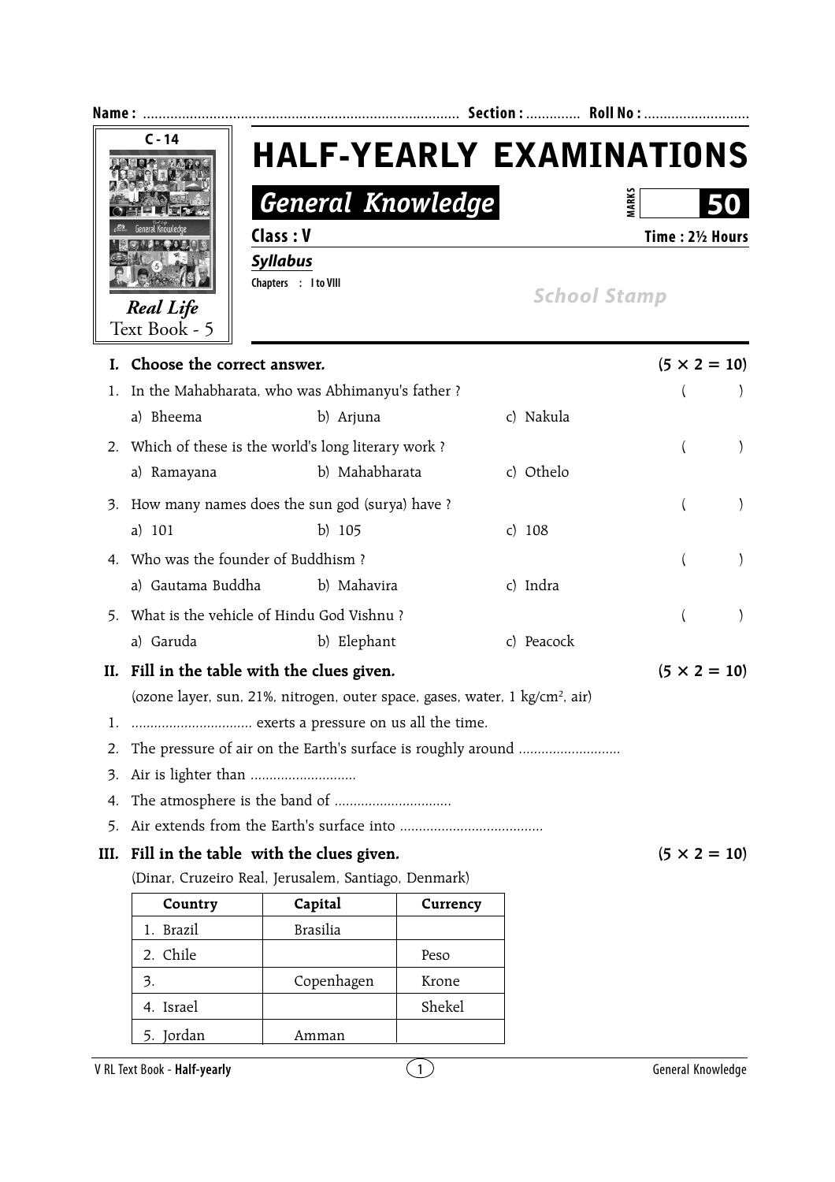Name : ................................................................................ Section : .............. Roll No : ...........................

C - 14

Real Life
Text Book - 5

# HALF-YEARLY EXAMINATIONS

## General Knowledge

MARKS **50**

**Class : V** **Time : 2½ Hours**

***Syllabus***

Chapters : I to VIII

School Stamp

**I. Choose the correct answer.** **(5 × 2 = 10)**

1. In the Mahabharata, who was Abhimanyu's father ? ( )
   a) Bheema b) Arjuna c) Nakula

2. Which of these is the world's long literary work ? ( )
   a) Ramayana b) Mahabharata c) Othelo

3. How many names does the sun god (surya) have ? ( )
   a) 101 b) 105 c) 108

4. Who was the founder of Buddhism ? ( )
   a) Gautama Buddha b) Mahavira c) Indra

5. What is the vehicle of Hindu God Vishnu ? ( )
   a) Garuda b) Elephant c) Peacock

**II. Fill in the table with the clues given.** **(5 × 2 = 10)**

(ozone layer, sun, 21%, nitrogen, outer space, gases, water, 1 kg/cm$^2$, air)

1. ................................ exerts a pressure on us all the time.
2. The pressure of air on the Earth's surface is roughly around ...........................
3. Air is lighter than ............................
4. The atmosphere is the band of ...............................
5. Air extends from the Earth's surface into ......................................

**III. Fill in the table with the clues given.** **(5 × 2 = 10)**

(Dinar, Cruzeiro Real, Jerusalem, Santiago, Denmark)

| Country | Capital | Currency |
|---|---|---|
| 1. Brazil | Brasilia | |
| 2. Chile | | Peso |
| 3. | Copenhagen | Krone |
| 4. Israel | | Shekel |
| 5. Jordan | Amman | |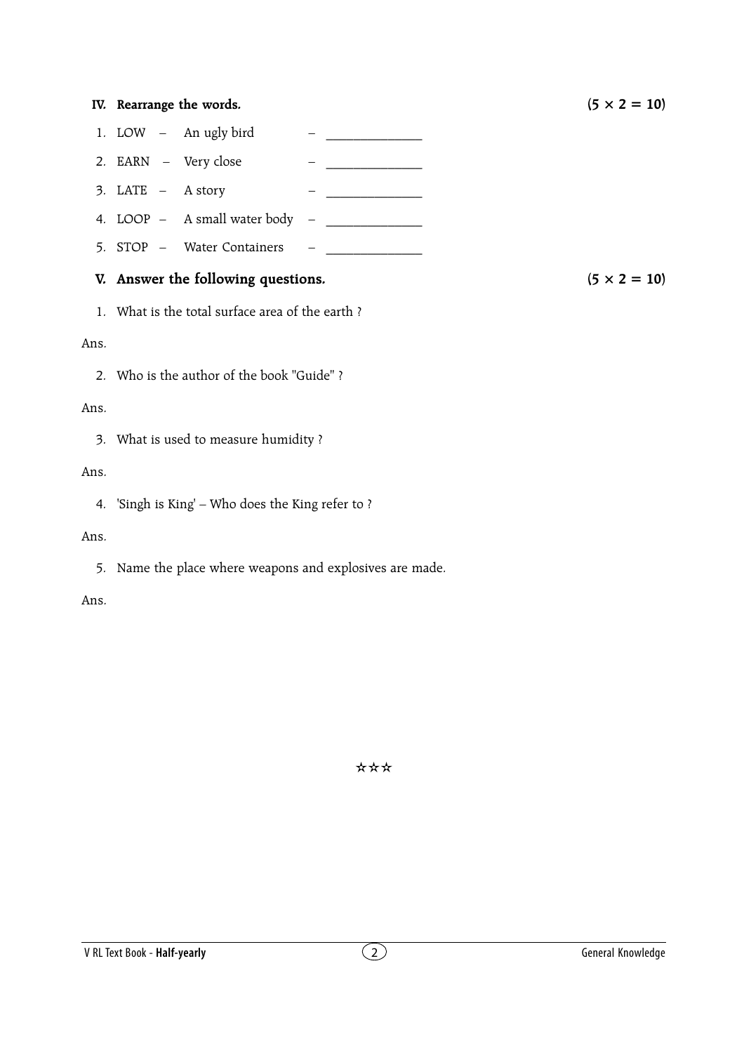**IV. Rearrange the words.** **(5 × 2 = 10)**

1. LOW – An ugly bird – _______________
2. EARN – Very close – _______________
3. LATE – A story – _______________
4. LOOP – A small water body – _______________
5. STOP – Water Containers – _______________

**V. Answer the following questions.** **(5 × 2 = 10)**

1. What is the total surface area of the earth ?

Ans.

2. Who is the author of the book "Guide" ?

Ans.

3. What is used to measure humidity ?

Ans.

4. 'Singh is King' – Who does the King refer to ?

Ans.

5. Name the place where weapons and explosives are made.

Ans.

☆☆☆